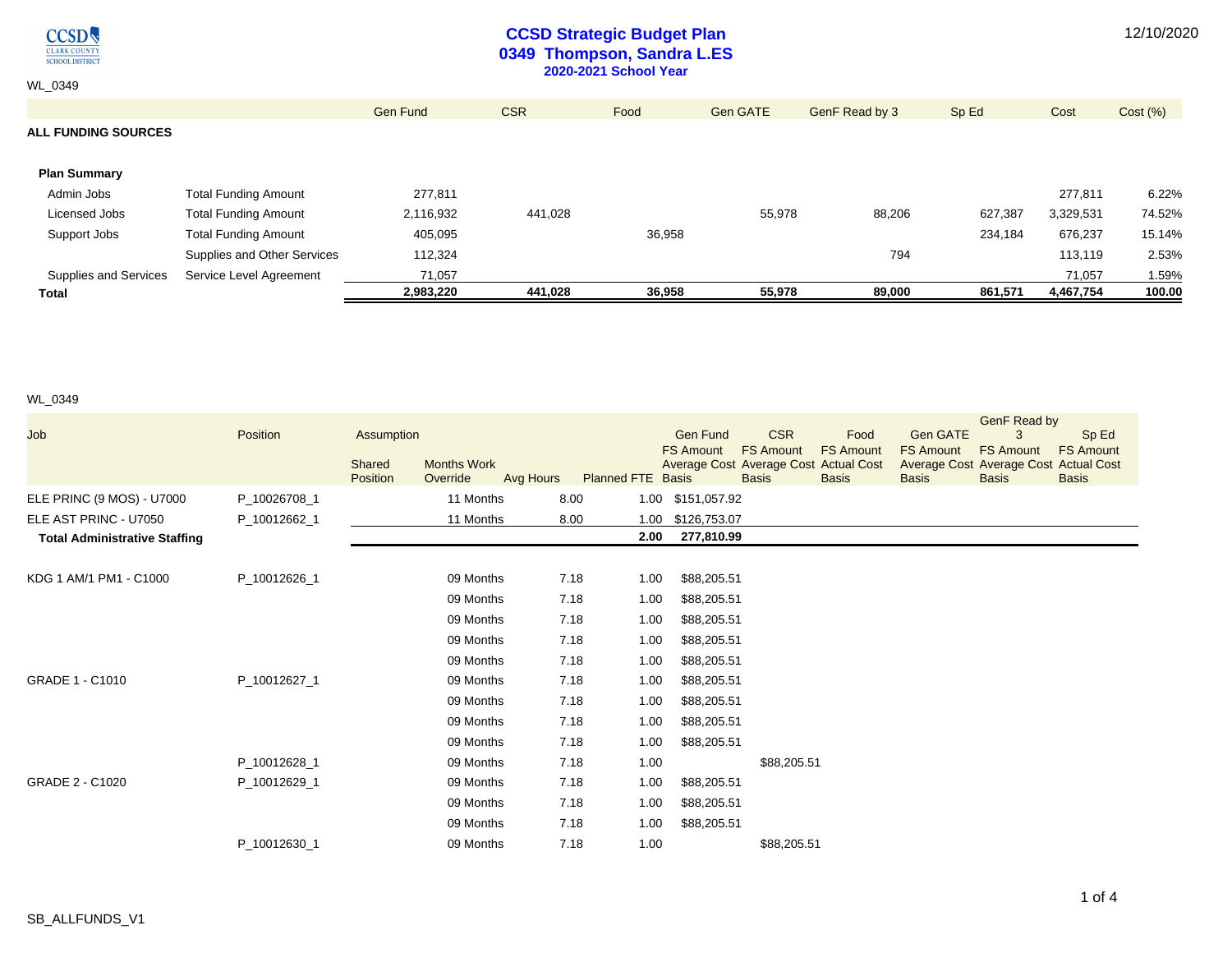# CCSD Strategic Budget Plan

## 0349 Thompson, Sandra L.ES

### 2020-2021 School Year

12/10/2020

WL_0349

| | | Gen Fund | CSR | Food | Gen GATE | GenF Read by 3 | Sp Ed | Cost | Cost (%) |
|---|---|---|---|---|---|---|---|---|---|
| **ALL FUNDING SOURCES** | | | | | | | | | |
| **Plan Summary** | | | | | | | | | |
| Admin Jobs | Total Funding Amount | 277,811 | | | | | | 277,811 | 6.22% |
| Licensed Jobs | Total Funding Amount | 2,116,932 | 441,028 | | 55,978 | 88,206 | 627,387 | 3,329,531 | 74.52% |
| Support Jobs | Total Funding Amount | 405,095 | | 36,958 | | | 234,184 | 676,237 | 15.14% |
| | Supplies and Other Services | 112,324 | | | | 794 | | 113,119 | 2.53% |
| Supplies and Services | Service Level Agreement | 71,057 | | | | | | 71,057 | 1.59% |
| **Total** | | **2,983,220** | **441,028** | **36,958** | **55,978** | **89,000** | **861,571** | **4,467,754** | **100.00** |

WL_0349

| Job | Position | Assumption Shared Position | Months Work Override | Avg Hours | Planned FTE | Gen Fund FS Amount Average Cost Basis | CSR FS Amount Average Cost Basis | Food FS Amount Actual Cost Basis | Gen GATE FS Amount Average Cost Basis | GenF Read by 3 FS Amount Average Cost Basis | Sp Ed FS Amount Actual Cost Basis |
|---|---|---|---|---|---|---|---|---|---|---|---|
| ELE PRINC (9 MOS) - U7000 | P_10026708_1 | | 11 Months | 8.00 | 1.00 | $151,057.92 | | | | | |
| ELE AST PRINC - U7050 | P_10012662_1 | | 11 Months | 8.00 | 1.00 | $126,753.07 | | | | | |
| **Total Administrative Staffing** | | | | | **2.00** | **277,810.99** | | | | | |
| KDG 1 AM/1 PM1 - C1000 | P_10012626_1 | | 09 Months | 7.18 | 1.00 | $88,205.51 | | | | | |
| | | | 09 Months | 7.18 | 1.00 | $88,205.51 | | | | | |
| | | | 09 Months | 7.18 | 1.00 | $88,205.51 | | | | | |
| | | | 09 Months | 7.18 | 1.00 | $88,205.51 | | | | | |
| | | | 09 Months | 7.18 | 1.00 | $88,205.51 | | | | | |
| GRADE 1 - C1010 | P_10012627_1 | | 09 Months | 7.18 | 1.00 | $88,205.51 | | | | | |
| | | | 09 Months | 7.18 | 1.00 | $88,205.51 | | | | | |
| | | | 09 Months | 7.18 | 1.00 | $88,205.51 | | | | | |
| | | | 09 Months | 7.18 | 1.00 | $88,205.51 | | | | | |
| | P_10012628_1 | | 09 Months | 7.18 | 1.00 | | $88,205.51 | | | | |
| GRADE 2 - C1020 | P_10012629_1 | | 09 Months | 7.18 | 1.00 | $88,205.51 | | | | | |
| | | | 09 Months | 7.18 | 1.00 | $88,205.51 | | | | | |
| | | | 09 Months | 7.18 | 1.00 | $88,205.51 | | | | | |
| | P_10012630_1 | | 09 Months | 7.18 | 1.00 | | $88,205.51 | | | | |

SB_ALLFUNDS_V1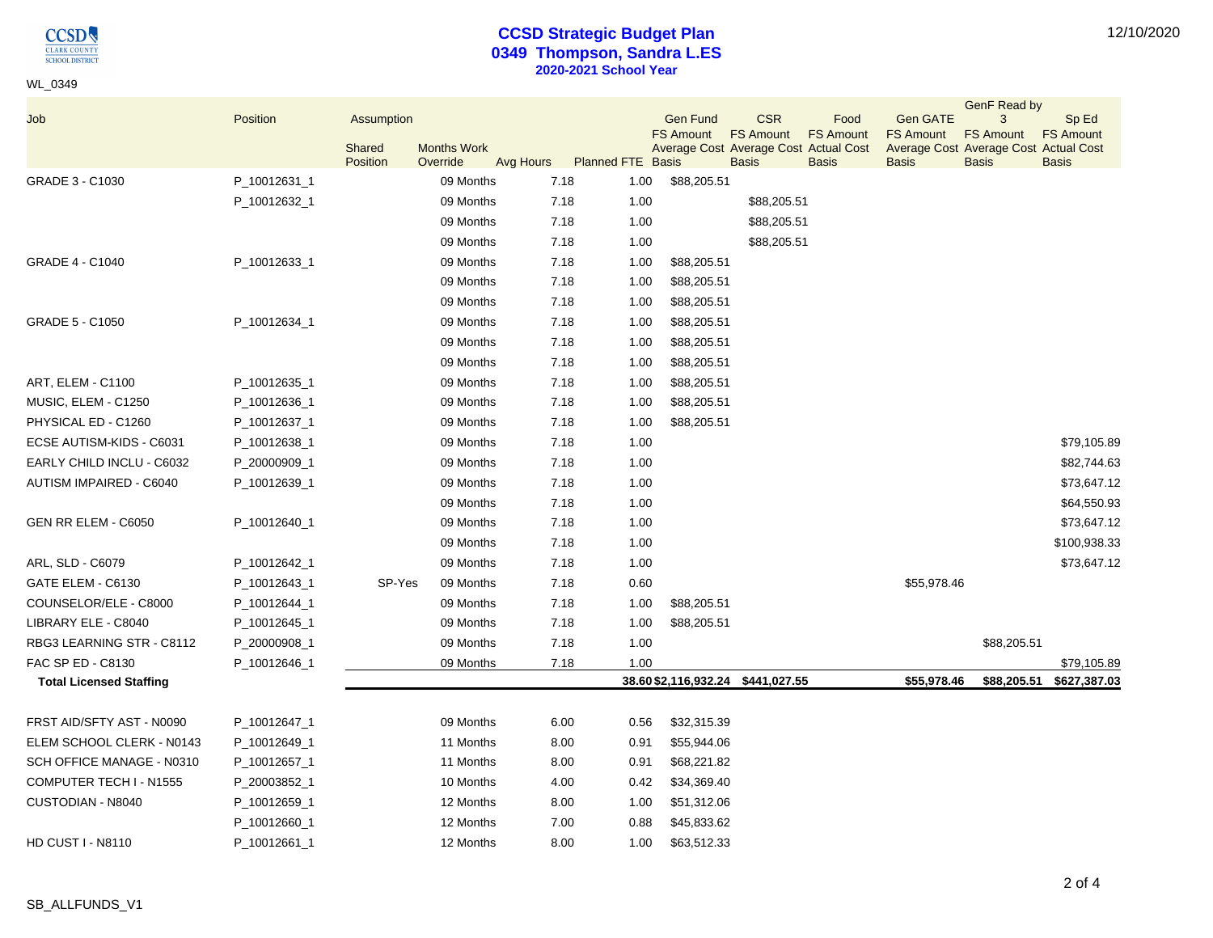# CCSD Strategic Budget Plan
## 0349 Thompson, Sandra L.ES
### 2020-2021 School Year

WL_0349

| Job | Position | Assumption Shared Position | Months Work Override | Avg Hours | Planned FTE | Gen Fund FS Amount Average Cost Basis | CSR FS Amount Average Cost Basis | Food FS Amount Actual Cost Basis | Gen GATE FS Amount Average Cost Basis | GenF Read by 3 FS Amount Average Cost Basis | Sp Ed FS Amount Actual Cost Basis |
|---|---|---|---|---|---|---|---|---|---|---|---|
| GRADE 3 - C1030 | P_10012631_1 | | 09 Months | 7.18 | 1.00 | $88,205.51 | | | | | |
| | P_10012632_1 | | 09 Months | 7.18 | 1.00 | | $88,205.51 | | | | |
| | | | 09 Months | 7.18 | 1.00 | | $88,205.51 | | | | |
| | | | 09 Months | 7.18 | 1.00 | | $88,205.51 | | | | |
| GRADE 4 - C1040 | P_10012633_1 | | 09 Months | 7.18 | 1.00 | $88,205.51 | | | | | |
| | | | 09 Months | 7.18 | 1.00 | $88,205.51 | | | | | |
| | | | 09 Months | 7.18 | 1.00 | $88,205.51 | | | | | |
| GRADE 5 - C1050 | P_10012634_1 | | 09 Months | 7.18 | 1.00 | $88,205.51 | | | | | |
| | | | 09 Months | 7.18 | 1.00 | $88,205.51 | | | | | |
| | | | 09 Months | 7.18 | 1.00 | $88,205.51 | | | | | |
| ART, ELEM - C1100 | P_10012635_1 | | 09 Months | 7.18 | 1.00 | $88,205.51 | | | | | |
| MUSIC, ELEM - C1250 | P_10012636_1 | | 09 Months | 7.18 | 1.00 | $88,205.51 | | | | | |
| PHYSICAL ED - C1260 | P_10012637_1 | | 09 Months | 7.18 | 1.00 | $88,205.51 | | | | | |
| ECSE AUTISM-KIDS - C6031 | P_10012638_1 | | 09 Months | 7.18 | 1.00 | | | | | | $79,105.89 |
| EARLY CHILD INCLU - C6032 | P_20000909_1 | | 09 Months | 7.18 | 1.00 | | | | | | $82,744.63 |
| AUTISM IMPAIRED - C6040 | P_10012639_1 | | 09 Months | 7.18 | 1.00 | | | | | | $73,647.12 |
| | | | 09 Months | 7.18 | 1.00 | | | | | | $64,550.93 |
| GEN RR ELEM - C6050 | P_10012640_1 | | 09 Months | 7.18 | 1.00 | | | | | | $73,647.12 |
| | | | 09 Months | 7.18 | 1.00 | | | | | | $100,938.33 |
| ARL, SLD - C6079 | P_10012642_1 | | 09 Months | 7.18 | 1.00 | | | | | | $73,647.12 |
| GATE ELEM - C6130 | P_10012643_1 | SP-Yes | 09 Months | 7.18 | 0.60 | | | | $55,978.46 | | |
| COUNSELOR/ELE - C8000 | P_10012644_1 | | 09 Months | 7.18 | 1.00 | $88,205.51 | | | | | |
| LIBRARY ELE - C8040 | P_10012645_1 | | 09 Months | 7.18 | 1.00 | $88,205.51 | | | | | |
| RBG3 LEARNING STR - C8112 | P_20000908_1 | | 09 Months | 7.18 | 1.00 | | | | | $88,205.51 | |
| FAC SP ED - C8130 | P_10012646_1 | | 09 Months | 7.18 | 1.00 | | | | | | $79,105.89 |
| **Total Licensed Staffing** | | | | | **38.60** | **$2,116,932.24** | **$441,027.55** | | **$55,978.46** | **$88,205.51** | **$627,387.03** |
| FRST AID/SFTY AST - N0090 | P_10012647_1 | | 09 Months | 6.00 | 0.56 | $32,315.39 | | | | | |
| ELEM SCHOOL CLERK - N0143 | P_10012649_1 | | 11 Months | 8.00 | 0.91 | $55,944.06 | | | | | |
| SCH OFFICE MANAGE - N0310 | P_10012657_1 | | 11 Months | 8.00 | 0.91 | $68,221.82 | | | | | |
| COMPUTER TECH I - N1555 | P_20003852_1 | | 10 Months | 4.00 | 0.42 | $34,369.40 | | | | | |
| CUSTODIAN - N8040 | P_10012659_1 | | 12 Months | 8.00 | 1.00 | $51,312.06 | | | | | |
| | P_10012660_1 | | 12 Months | 7.00 | 0.88 | $45,833.62 | | | | | |
| HD CUST I - N8110 | P_10012661_1 | | 12 Months | 8.00 | 1.00 | $63,512.33 | | | | | |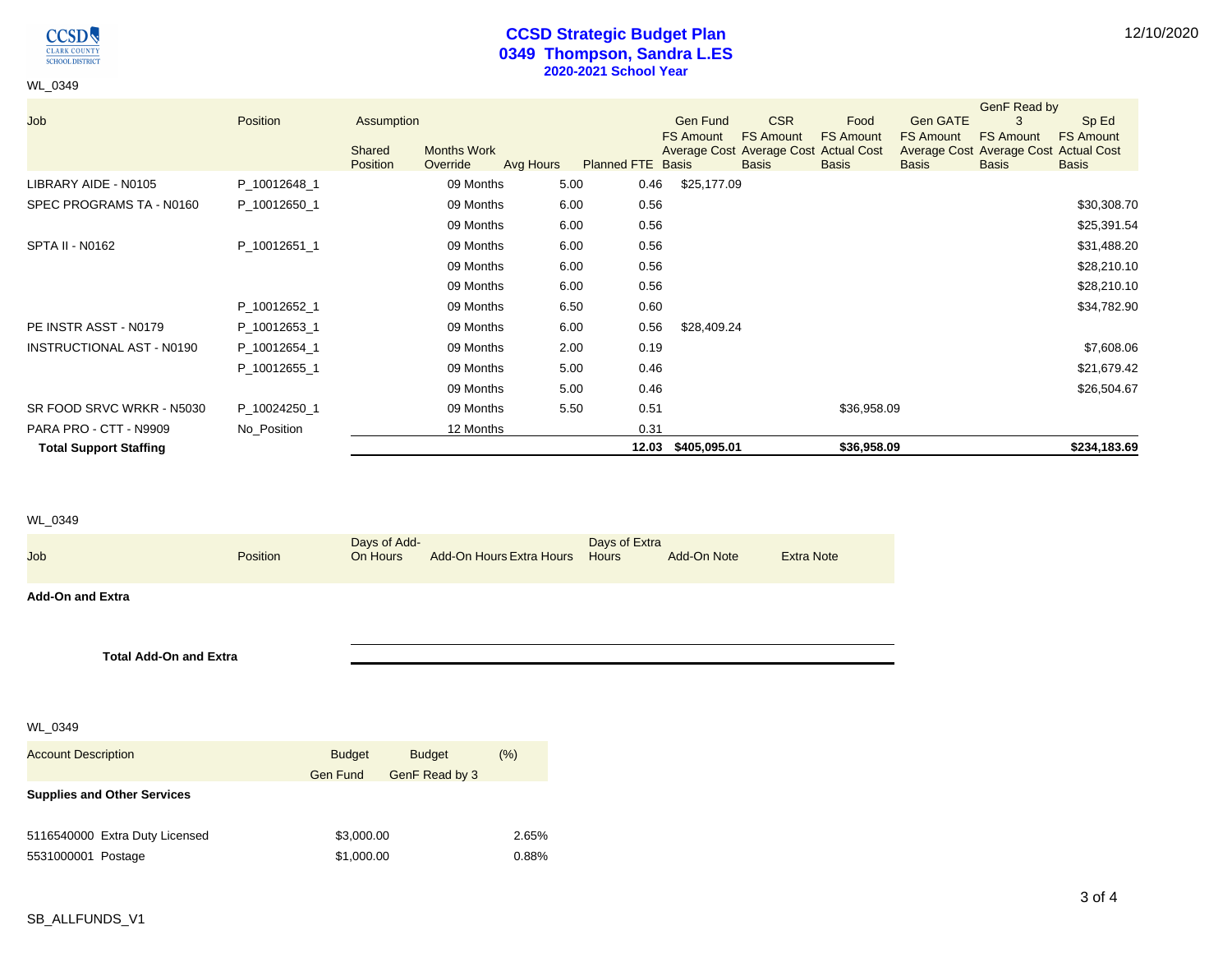# CCSD Strategic Budget Plan

## 0349 Thompson, Sandra L.ES

### 2020-2021 School Year

12/10/2020

WL_0349

| Job | Position | Assumption | | | | Gen Fund | CSR | Food | Gen GATE | GenF Read by 3 | Sp Ed |
|---|---|---|---|---|---|---|---|---|---|---|---|
| | | Shared Position | Months Work Override | Avg Hours | Planned FTE | FS Amount Average Cost Basis | FS Amount Average Cost Basis | FS Amount Actual Cost Basis | FS Amount Average Cost Basis | FS Amount Average Cost Basis | FS Amount Actual Cost Basis |
| LIBRARY AIDE - N0105 | P_10012648_1 | | 09 Months | 5.00 | 0.46 | $25,177.09 | | | | | |
| SPEC PROGRAMS TA - N0160 | P_10012650_1 | | 09 Months | 6.00 | 0.56 | | | | | | $30,308.70 |
| | | | 09 Months | 6.00 | 0.56 | | | | | | $25,391.54 |
| SPTA II - N0162 | P_10012651_1 | | 09 Months | 6.00 | 0.56 | | | | | | $31,488.20 |
| | | | 09 Months | 6.00 | 0.56 | | | | | | $28,210.10 |
| | | | 09 Months | 6.00 | 0.56 | | | | | | $28,210.10 |
| | P_10012652_1 | | 09 Months | 6.50 | 0.60 | | | | | | $34,782.90 |
| PE INSTR ASST - N0179 | P_10012653_1 | | 09 Months | 6.00 | 0.56 | $28,409.24 | | | | | |
| INSTRUCTIONAL AST - N0190 | P_10012654_1 | | 09 Months | 2.00 | 0.19 | | | | | | $7,608.06 |
| | P_10012655_1 | | 09 Months | 5.00 | 0.46 | | | | | | $21,679.42 |
| | | | 09 Months | 5.00 | 0.46 | | | | | | $26,504.67 |
| SR FOOD SRVC WRKR - N5030 | P_10024250_1 | | 09 Months | 5.50 | 0.51 | | | $36,958.09 | | | |
| PARA PRO - CTT - N9909 | No_Position | | 12 Months | | 0.31 | | | | | | |
| **Total Support Staffing** | | | | | **12.03** | **$405,095.01** | | **$36,958.09** | | | **$234,183.69** |

WL_0349

| Job | Position | Days of Add-On Hours | Add-On Hours | Extra Hours | Days of Extra Hours | Add-On Note | Extra Note |
|---|---|---|---|---|---|---|---|
| **Add-On and Extra** | | | | | | | |
| **Total Add-On and Extra** | | | | | | | |

WL_0349

| Account Description | Budget Gen Fund | Budget GenF Read by 3 | (%) |
|---|---|---|---|
| **Supplies and Other Services** | | | |
| 5116540000 Extra Duty Licensed | $3,000.00 | | 2.65% |
| 5531000001 Postage | $1,000.00 | | 0.88% |

SB_ALLFUNDS_V1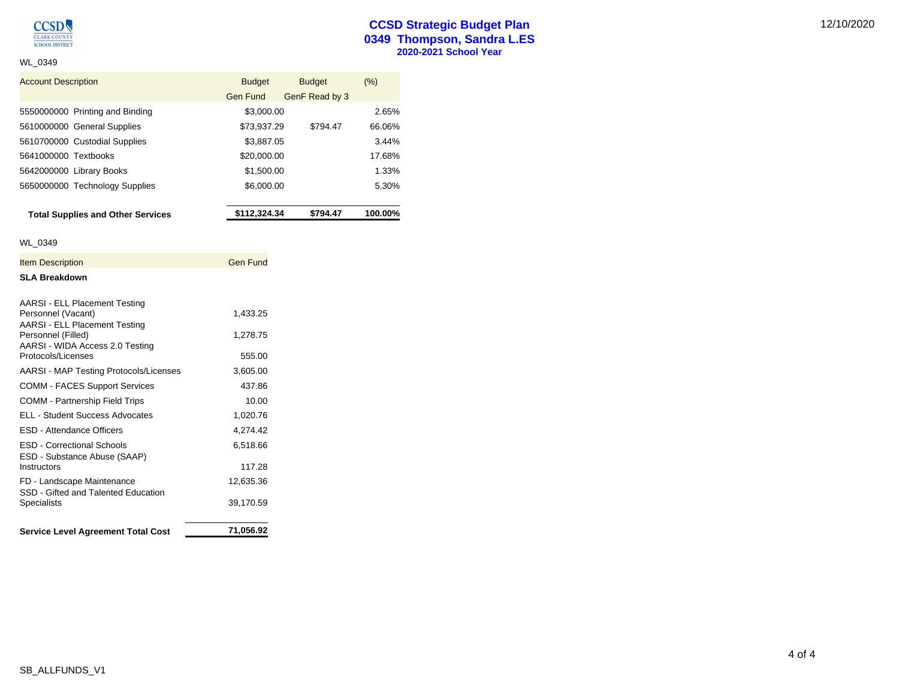WL_0349

| Account Description | Budget Gen Fund | Budget GenF Read by 3 | (%) |
|---|---|---|---|
| 5550000000 Printing and Binding | $3,000.00 | | 2.65% |
| 5610000000 General Supplies | $73,937.29 | $794.47 | 66.06% |
| 5610700000 Custodial Supplies | $3,887.05 | | 3.44% |
| 5641000000 Textbooks | $20,000.00 | | 17.68% |
| 5642000000 Library Books | $1,500.00 | | 1.33% |
| 5650000000 Technology Supplies | $6,000.00 | | 5.30% |
| **Total Supplies and Other Services** | **$112,324.34** | **$794.47** | **100.00%** |

WL_0349

| Item Description | Gen Fund |
|---|---|
| **SLA Breakdown** | |
| AARSI - ELL Placement Testing Personnel (Vacant) | 1,433.25 |
| AARSI - ELL Placement Testing Personnel (Filled) | 1,278.75 |
| AARSI - WIDA Access 2.0 Testing Protocols/Licenses | 555.00 |
| AARSI - MAP Testing Protocols/Licenses | 3,605.00 |
| COMM - FACES Support Services | 437.86 |
| COMM - Partnership Field Trips | 10.00 |
| ELL - Student Success Advocates | 1,020.76 |
| ESD - Attendance Officers | 4,274.42 |
| ESD - Correctional Schools | 6,518.66 |
| ESD - Substance Abuse (SAAP) Instructors | 117.28 |
| FD - Landscape Maintenance | 12,635.36 |
| SSD - Gifted and Talented Education Specialists | 39,170.59 |
| **Service Level Agreement Total Cost** | **71,056.92** |